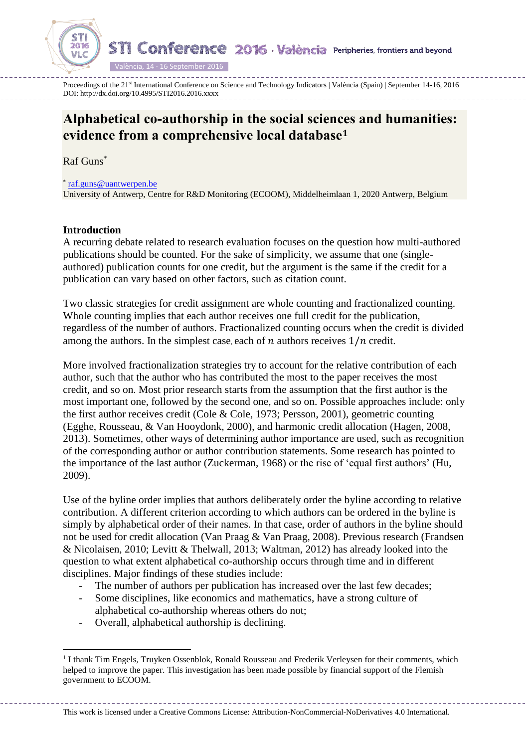# Alphabetical co-authorship in the social sciences and humanities: evidence from a comprehensive local database[1]

Raf Guns*

* raf.guns@uantwerpen.be
University of Antwerp, Centre for R&D Monitoring (ECOOM), Middelheimlaan 1, 2020 Antwerp, Belgium

## Introduction

A recurring debate related to research evaluation focuses on the question how multi-authored publications should be counted. For the sake of simplicity, we assume that one (single-authored) publication counts for one credit, but the argument is the same if the credit for a publication can vary based on other factors, such as citation count.

Two classic strategies for credit assignment are whole counting and fractionalized counting. Whole counting implies that each author receives one full credit for the publication, regardless of the number of authors. Fractionalized counting occurs when the credit is divided among the authors. In the simplest case, each of $n$ authors receives $1/n$ credit.

More involved fractionalization strategies try to account for the relative contribution of each author, such that the author who has contributed the most to the paper receives the most credit, and so on. Most prior research starts from the assumption that the first author is the most important one, followed by the second one, and so on. Possible approaches include: only the first author receives credit (Cole & Cole, 1973; Persson, 2001), geometric counting (Egghe, Rousseau, & Van Hooydonk, 2000), and harmonic credit allocation (Hagen, 2008, 2013). Sometimes, other ways of determining author importance are used, such as recognition of the corresponding author or author contribution statements. Some research has pointed to the importance of the last author (Zuckerman, 1968) or the rise of 'equal first authors' (Hu, 2009).

Use of the byline order implies that authors deliberately order the byline according to relative contribution. A different criterion according to which authors can be ordered in the byline is simply by alphabetical order of their names. In that case, order of authors in the byline should not be used for credit allocation (Van Praag & Van Praag, 2008). Previous research (Frandsen & Nicolaisen, 2010; Levitt & Thelwall, 2013; Waltman, 2012) has already looked into the question to what extent alphabetical co-authorship occurs through time and in different disciplines. Major findings of these studies include:

- The number of authors per publication has increased over the last few decades;
- Some disciplines, like economics and mathematics, have a strong culture of alphabetical co-authorship whereas others do not;
- Overall, alphabetical authorship is declining.

[1] I thank Tim Engels, Truyken Ossenblok, Ronald Rousseau and Frederik Verleysen for their comments, which helped to improve the paper. This investigation has been made possible by financial support of the Flemish government to ECOOM.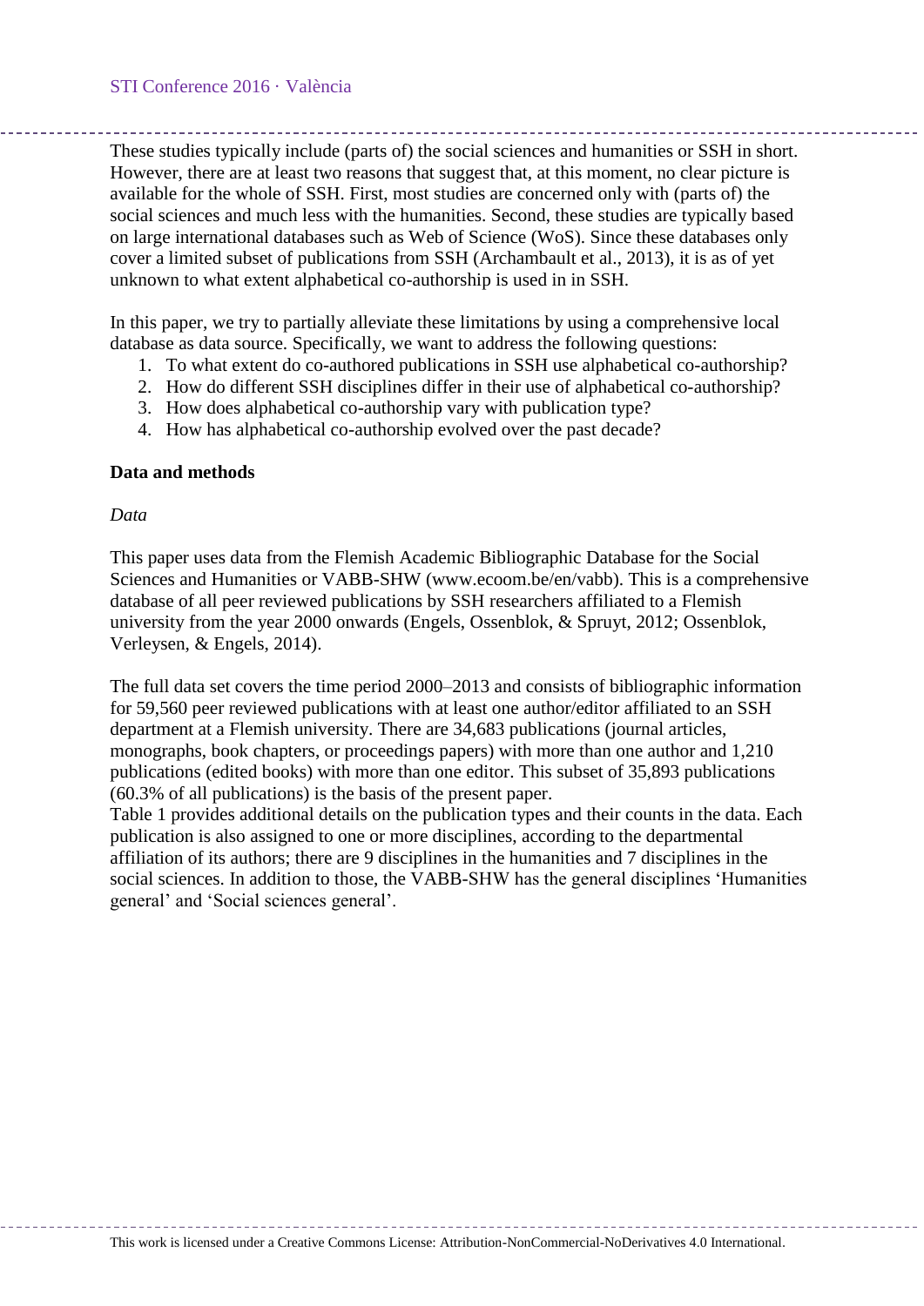These studies typically include (parts of) the social sciences and humanities or SSH in short. However, there are at least two reasons that suggest that, at this moment, no clear picture is available for the whole of SSH. First, most studies are concerned only with (parts of) the social sciences and much less with the humanities. Second, these studies are typically based on large international databases such as Web of Science (WoS). Since these databases only cover a limited subset of publications from SSH (Archambault et al., 2013), it is as of yet unknown to what extent alphabetical co-authorship is used in in SSH.

In this paper, we try to partially alleviate these limitations by using a comprehensive local database as data source. Specifically, we want to address the following questions:

1. To what extent do co-authored publications in SSH use alphabetical co-authorship?
2. How do different SSH disciplines differ in their use of alphabetical co-authorship?
3. How does alphabetical co-authorship vary with publication type?
4. How has alphabetical co-authorship evolved over the past decade?

**Data and methods**

*Data*

This paper uses data from the Flemish Academic Bibliographic Database for the Social Sciences and Humanities or VABB-SHW (www.ecoom.be/en/vabb). This is a comprehensive database of all peer reviewed publications by SSH researchers affiliated to a Flemish university from the year 2000 onwards (Engels, Ossenblok, & Spruyt, 2012; Ossenblok, Verleysen, & Engels, 2014).

The full data set covers the time period 2000–2013 and consists of bibliographic information for 59,560 peer reviewed publications with at least one author/editor affiliated to an SSH department at a Flemish university. There are 34,683 publications (journal articles, monographs, book chapters, or proceedings papers) with more than one author and 1,210 publications (edited books) with more than one editor. This subset of 35,893 publications (60.3% of all publications) is the basis of the present paper.
Table 1 provides additional details on the publication types and their counts in the data. Each publication is also assigned to one or more disciplines, according to the departmental affiliation of its authors; there are 9 disciplines in the humanities and 7 disciplines in the social sciences. In addition to those, the VABB-SHW has the general disciplines 'Humanities general' and 'Social sciences general'.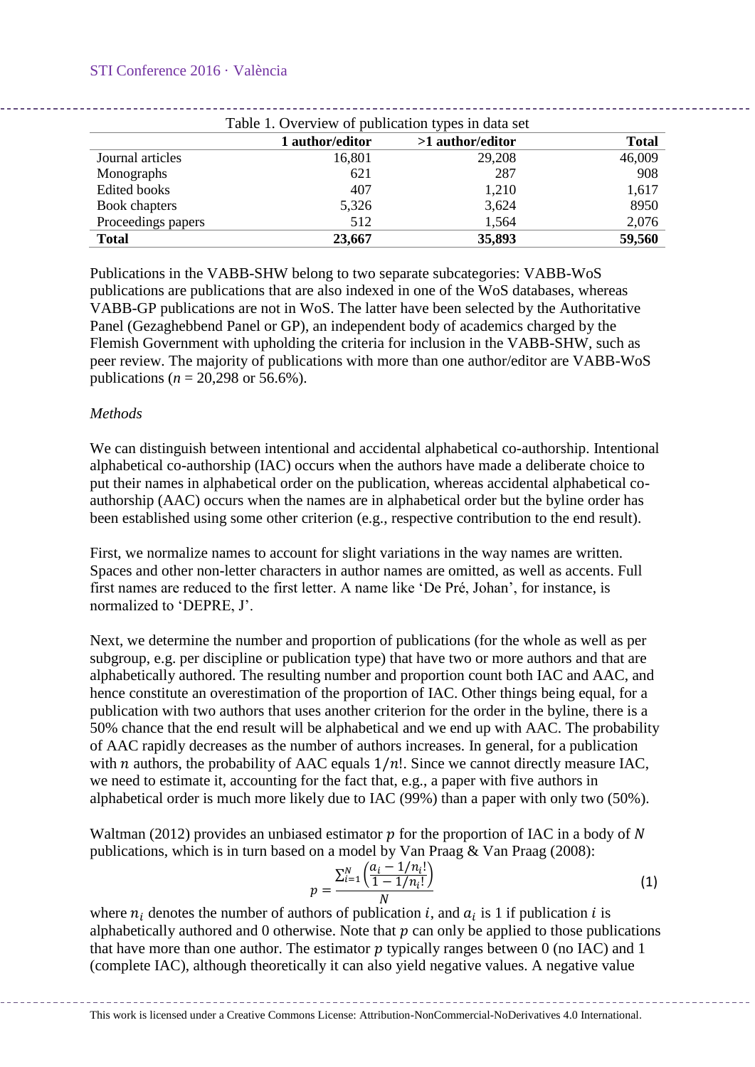Table 1. Overview of publication types in data set

| | 1 author/editor | >1 author/editor | Total |
|---|---|---|---|
| Journal articles | 16,801 | 29,208 | 46,009 |
| Monographs | 621 | 287 | 908 |
| Edited books | 407 | 1,210 | 1,617 |
| Book chapters | 5,326 | 3,624 | 8950 |
| Proceedings papers | 512 | 1,564 | 2,076 |
| **Total** | **23,667** | **35,893** | **59,560** |

Publications in the VABB-SHW belong to two separate subcategories: VABB-WoS publications are publications that are also indexed in one of the WoS databases, whereas VABB-GP publications are not in WoS. The latter have been selected by the Authoritative Panel (Gezaghebbend Panel or GP), an independent body of academics charged by the Flemish Government with upholding the criteria for inclusion in the VABB-SHW, such as peer review. The majority of publications with more than one author/editor are VABB-WoS publications ($n$ = 20,298 or 56.6%).

*Methods*

We can distinguish between intentional and accidental alphabetical co-authorship. Intentional alphabetical co-authorship (IAC) occurs when the authors have made a deliberate choice to put their names in alphabetical order on the publication, whereas accidental alphabetical co-authorship (AAC) occurs when the names are in alphabetical order but the byline order has been established using some other criterion (e.g., respective contribution to the end result).

First, we normalize names to account for slight variations in the way names are written. Spaces and other non-letter characters in author names are omitted, as well as accents. Full first names are reduced to the first letter. A name like 'De Pré, Johan', for instance, is normalized to 'DEPRE, J'.

Next, we determine the number and proportion of publications (for the whole as well as per subgroup, e.g. per discipline or publication type) that have two or more authors and that are alphabetically authored. The resulting number and proportion count both IAC and AAC, and hence constitute an overestimation of the proportion of IAC. Other things being equal, for a publication with two authors that uses another criterion for the order in the byline, there is a 50% chance that the end result will be alphabetical and we end up with AAC. The probability of AAC rapidly decreases as the number of authors increases. In general, for a publication with $n$ authors, the probability of AAC equals $1/n!$. Since we cannot directly measure IAC, we need to estimate it, accounting for the fact that, e.g., a paper with five authors in alphabetical order is much more likely due to IAC (99%) than a paper with only two (50%).

Waltman (2012) provides an unbiased estimator $p$ for the proportion of IAC in a body of $N$ publications, which is in turn based on a model by Van Praag & Van Praag (2008):

$$p = \frac{\sum_{i=1}^{N} \left( \frac{a_i - 1/n_i!}{1 - 1/n_i!} \right)}{N} \tag{1}$$

where $n_i$ denotes the number of authors of publication $i$, and $a_i$ is 1 if publication $i$ is alphabetically authored and 0 otherwise. Note that $p$ can only be applied to those publications that have more than one author. The estimator $p$ typically ranges between 0 (no IAC) and 1 (complete IAC), although theoretically it can also yield negative values. A negative value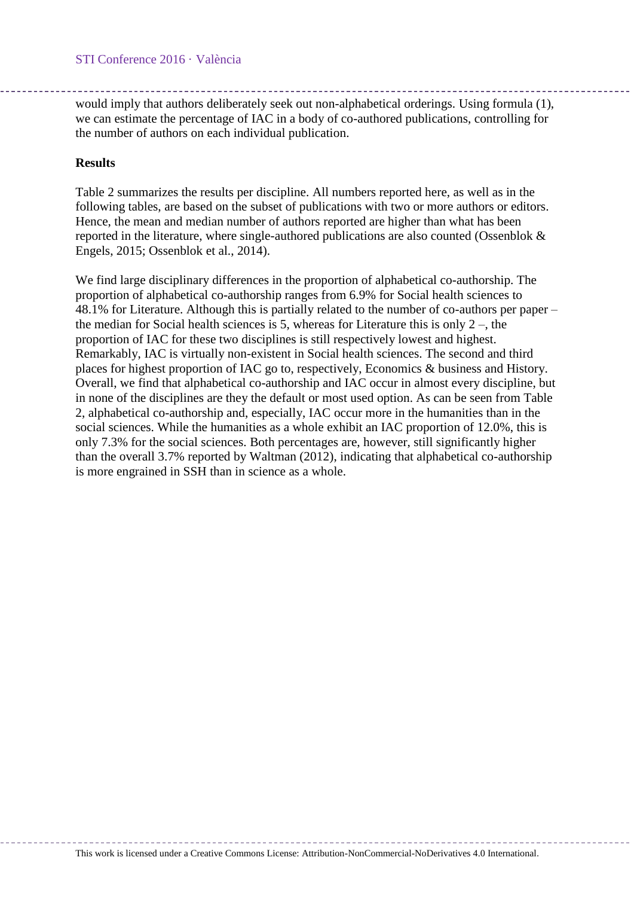would imply that authors deliberately seek out non-alphabetical orderings. Using formula (1), we can estimate the percentage of IAC in a body of co-authored publications, controlling for the number of authors on each individual publication.

## Results

Table 2 summarizes the results per discipline. All numbers reported here, as well as in the following tables, are based on the subset of publications with two or more authors or editors. Hence, the mean and median number of authors reported are higher than what has been reported in the literature, where single-authored publications are also counted (Ossenblok & Engels, 2015; Ossenblok et al., 2014).

We find large disciplinary differences in the proportion of alphabetical co-authorship. The proportion of alphabetical co-authorship ranges from 6.9% for Social health sciences to 48.1% for Literature. Although this is partially related to the number of co-authors per paper – the median for Social health sciences is 5, whereas for Literature this is only 2 –, the proportion of IAC for these two disciplines is still respectively lowest and highest. Remarkably, IAC is virtually non-existent in Social health sciences. The second and third places for highest proportion of IAC go to, respectively, Economics & business and History. Overall, we find that alphabetical co-authorship and IAC occur in almost every discipline, but in none of the disciplines are they the default or most used option. As can be seen from Table 2, alphabetical co-authorship and, especially, IAC occur more in the humanities than in the social sciences. While the humanities as a whole exhibit an IAC proportion of 12.0%, this is only 7.3% for the social sciences. Both percentages are, however, still significantly higher than the overall 3.7% reported by Waltman (2012), indicating that alphabetical co-authorship is more engrained in SSH than in science as a whole.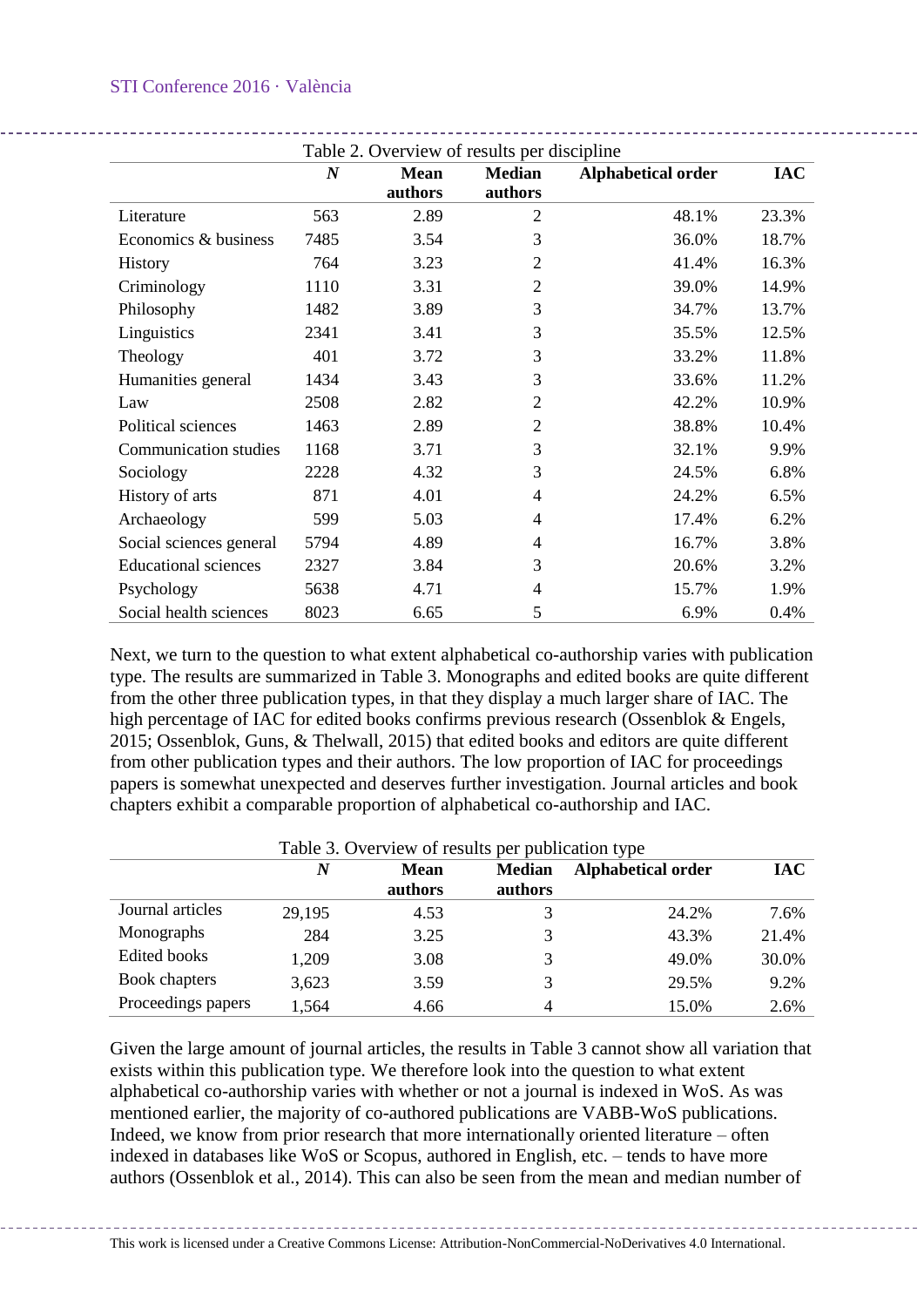Table 2. Overview of results per discipline

| | *N* | Mean authors | Median authors | Alphabetical order | IAC |
|---|---|---|---|---|---|
| Literature | 563 | 2.89 | 2 | 48.1% | 23.3% |
| Economics & business | 7485 | 3.54 | 3 | 36.0% | 18.7% |
| History | 764 | 3.23 | 2 | 41.4% | 16.3% |
| Criminology | 1110 | 3.31 | 2 | 39.0% | 14.9% |
| Philosophy | 1482 | 3.89 | 3 | 34.7% | 13.7% |
| Linguistics | 2341 | 3.41 | 3 | 35.5% | 12.5% |
| Theology | 401 | 3.72 | 3 | 33.2% | 11.8% |
| Humanities general | 1434 | 3.43 | 3 | 33.6% | 11.2% |
| Law | 2508 | 2.82 | 2 | 42.2% | 10.9% |
| Political sciences | 1463 | 2.89 | 2 | 38.8% | 10.4% |
| Communication studies | 1168 | 3.71 | 3 | 32.1% | 9.9% |
| Sociology | 2228 | 4.32 | 3 | 24.5% | 6.8% |
| History of arts | 871 | 4.01 | 4 | 24.2% | 6.5% |
| Archaeology | 599 | 5.03 | 4 | 17.4% | 6.2% |
| Social sciences general | 5794 | 4.89 | 4 | 16.7% | 3.8% |
| Educational sciences | 2327 | 3.84 | 3 | 20.6% | 3.2% |
| Psychology | 5638 | 4.71 | 4 | 15.7% | 1.9% |
| Social health sciences | 8023 | 6.65 | 5 | 6.9% | 0.4% |

Next, we turn to the question to what extent alphabetical co-authorship varies with publication type. The results are summarized in Table 3. Monographs and edited books are quite different from the other three publication types, in that they display a much larger share of IAC. The high percentage of IAC for edited books confirms previous research (Ossenblok & Engels, 2015; Ossenblok, Guns, & Thelwall, 2015) that edited books and editors are quite different from other publication types and their authors. The low proportion of IAC for proceedings papers is somewhat unexpected and deserves further investigation. Journal articles and book chapters exhibit a comparable proportion of alphabetical co-authorship and IAC.

Table 3. Overview of results per publication type

| | *N* | Mean authors | Median authors | Alphabetical order | IAC |
|---|---|---|---|---|---|
| Journal articles | 29,195 | 4.53 | 3 | 24.2% | 7.6% |
| Monographs | 284 | 3.25 | 3 | 43.3% | 21.4% |
| Edited books | 1,209 | 3.08 | 3 | 49.0% | 30.0% |
| Book chapters | 3,623 | 3.59 | 3 | 29.5% | 9.2% |
| Proceedings papers | 1,564 | 4.66 | 4 | 15.0% | 2.6% |

Given the large amount of journal articles, the results in Table 3 cannot show all variation that exists within this publication type. We therefore look into the question to what extent alphabetical co-authorship varies with whether or not a journal is indexed in WoS. As was mentioned earlier, the majority of co-authored publications are VABB-WoS publications. Indeed, we know from prior research that more internationally oriented literature – often indexed in databases like WoS or Scopus, authored in English, etc. – tends to have more authors (Ossenblok et al., 2014). This can also be seen from the mean and median number of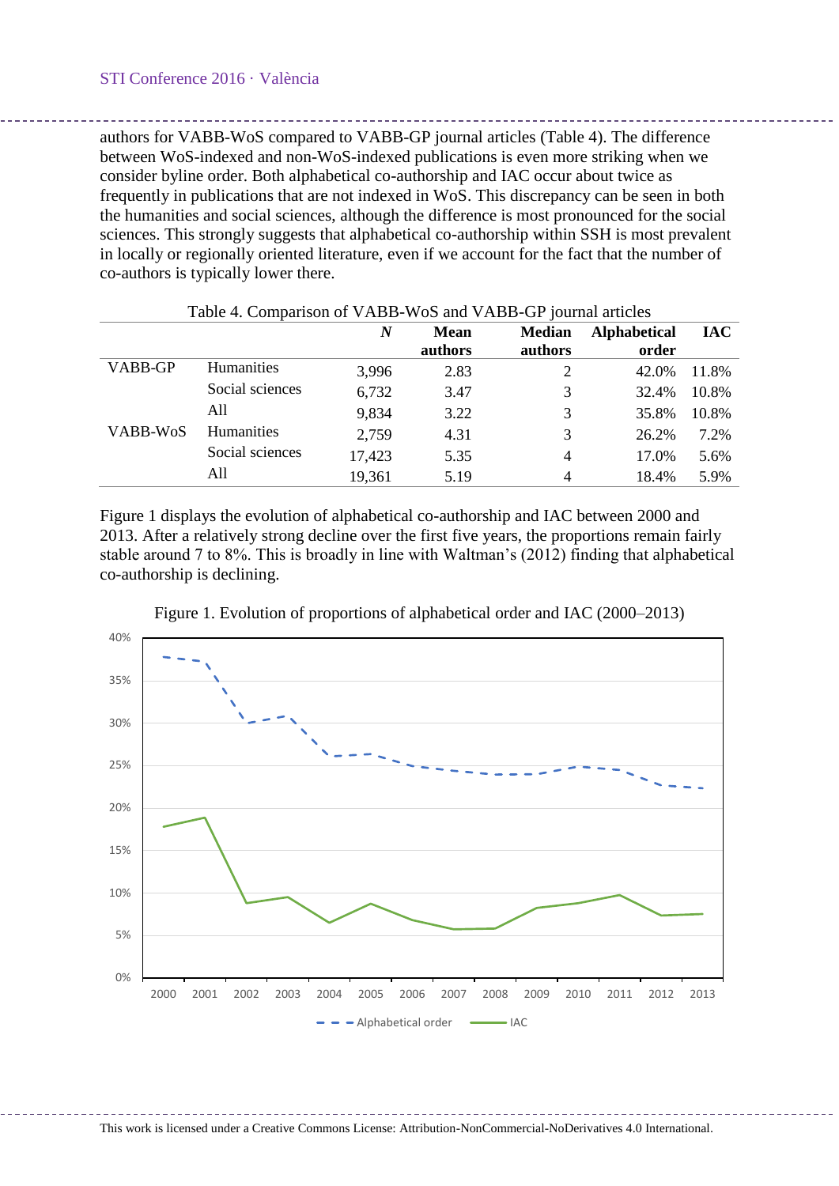authors for VABB-WoS compared to VABB-GP journal articles (Table 4). The difference between WoS-indexed and non-WoS-indexed publications is even more striking when we consider byline order. Both alphabetical co-authorship and IAC occur about twice as frequently in publications that are not indexed in WoS. This discrepancy can be seen in both the humanities and social sciences, although the difference is most pronounced for the social sciences. This strongly suggests that alphabetical co-authorship within SSH is most prevalent in locally or regionally oriented literature, even if we account for the fact that the number of co-authors is typically lower there.

Table 4. Comparison of VABB-WoS and VABB-GP journal articles

| | | *N* | Mean authors | Median authors | Alphabetical order | IAC |
|---|---|---|---|---|---|---|
| VABB-GP | Humanities | 3,996 | 2.83 | 2 | 42.0% | 11.8% |
| | Social sciences | 6,732 | 3.47 | 3 | 32.4% | 10.8% |
| | All | 9,834 | 3.22 | 3 | 35.8% | 10.8% |
| VABB-WoS | Humanities | 2,759 | 4.31 | 3 | 26.2% | 7.2% |
| | Social sciences | 17,423 | 5.35 | 4 | 17.0% | 5.6% |
| | All | 19,361 | 5.19 | 4 | 18.4% | 5.9% |

Figure 1 displays the evolution of alphabetical co-authorship and IAC between 2000 and 2013. After a relatively strong decline over the first five years, the proportions remain fairly stable around 7 to 8%. This is broadly in line with Waltman's (2012) finding that alphabetical co-authorship is declining.

Figure 1. Evolution of proportions of alphabetical order and IAC (2000–2013)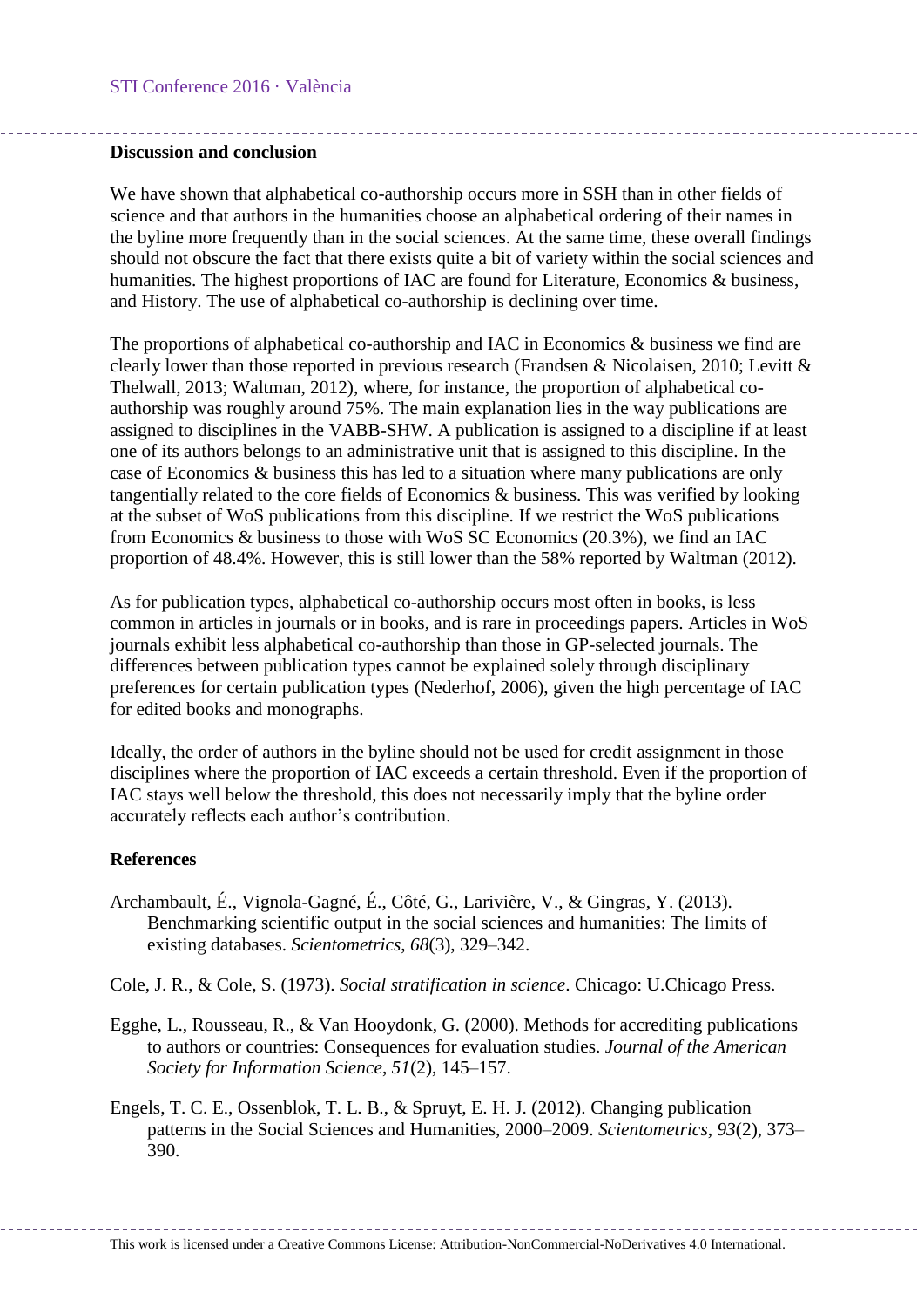**Discussion and conclusion**

We have shown that alphabetical co-authorship occurs more in SSH than in other fields of science and that authors in the humanities choose an alphabetical ordering of their names in the byline more frequently than in the social sciences. At the same time, these overall findings should not obscure the fact that there exists quite a bit of variety within the social sciences and humanities. The highest proportions of IAC are found for Literature, Economics & business, and History. The use of alphabetical co-authorship is declining over time.

The proportions of alphabetical co-authorship and IAC in Economics & business we find are clearly lower than those reported in previous research (Frandsen & Nicolaisen, 2010; Levitt & Thelwall, 2013; Waltman, 2012), where, for instance, the proportion of alphabetical co-authorship was roughly around 75%. The main explanation lies in the way publications are assigned to disciplines in the VABB-SHW. A publication is assigned to a discipline if at least one of its authors belongs to an administrative unit that is assigned to this discipline. In the case of Economics & business this has led to a situation where many publications are only tangentially related to the core fields of Economics & business. This was verified by looking at the subset of WoS publications from this discipline. If we restrict the WoS publications from Economics & business to those with WoS SC Economics (20.3%), we find an IAC proportion of 48.4%. However, this is still lower than the 58% reported by Waltman (2012).

As for publication types, alphabetical co-authorship occurs most often in books, is less common in articles in journals or in books, and is rare in proceedings papers. Articles in WoS journals exhibit less alphabetical co-authorship than those in GP-selected journals. The differences between publication types cannot be explained solely through disciplinary preferences for certain publication types (Nederhof, 2006), given the high percentage of IAC for edited books and monographs.

Ideally, the order of authors in the byline should not be used for credit assignment in those disciplines where the proportion of IAC exceeds a certain threshold. Even if the proportion of IAC stays well below the threshold, this does not necessarily imply that the byline order accurately reflects each author's contribution.

**References**

Archambault, É., Vignola-Gagné, É., Côté, G., Larivière, V., & Gingras, Y. (2013). Benchmarking scientific output in the social sciences and humanities: The limits of existing databases. *Scientometrics*, *68*(3), 329–342.

Cole, J. R., & Cole, S. (1973). *Social stratification in science*. Chicago: U.Chicago Press.

Egghe, L., Rousseau, R., & Van Hooydonk, G. (2000). Methods for accrediting publications to authors or countries: Consequences for evaluation studies. *Journal of the American Society for Information Science*, *51*(2), 145–157.

Engels, T. C. E., Ossenblok, T. L. B., & Spruyt, E. H. J. (2012). Changing publication patterns in the Social Sciences and Humanities, 2000–2009. *Scientometrics*, *93*(2), 373–390.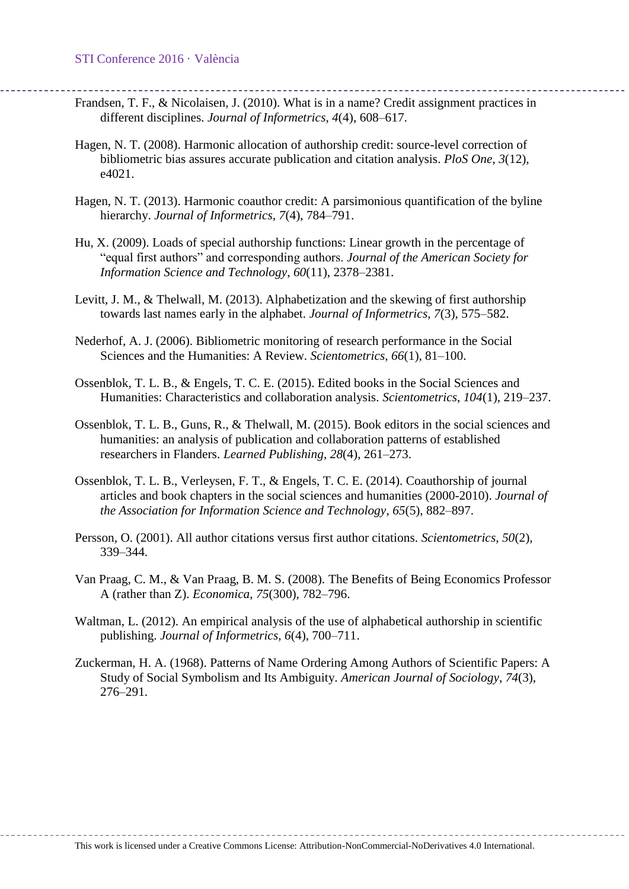Frandsen, T. F., & Nicolaisen, J. (2010). What is in a name? Credit assignment practices in different disciplines. *Journal of Informetrics*, *4*(4), 608–617.

Hagen, N. T. (2008). Harmonic allocation of authorship credit: source-level correction of bibliometric bias assures accurate publication and citation analysis. *PloS One*, *3*(12), e4021.

Hagen, N. T. (2013). Harmonic coauthor credit: A parsimonious quantification of the byline hierarchy. *Journal of Informetrics*, *7*(4), 784–791.

Hu, X. (2009). Loads of special authorship functions: Linear growth in the percentage of "equal first authors" and corresponding authors. *Journal of the American Society for Information Science and Technology*, *60*(11), 2378–2381.

Levitt, J. M., & Thelwall, M. (2013). Alphabetization and the skewing of first authorship towards last names early in the alphabet. *Journal of Informetrics*, *7*(3), 575–582.

Nederhof, A. J. (2006). Bibliometric monitoring of research performance in the Social Sciences and the Humanities: A Review. *Scientometrics*, *66*(1), 81–100.

Ossenblok, T. L. B., & Engels, T. C. E. (2015). Edited books in the Social Sciences and Humanities: Characteristics and collaboration analysis. *Scientometrics*, *104*(1), 219–237.

Ossenblok, T. L. B., Guns, R., & Thelwall, M. (2015). Book editors in the social sciences and humanities: an analysis of publication and collaboration patterns of established researchers in Flanders. *Learned Publishing*, *28*(4), 261–273.

Ossenblok, T. L. B., Verleysen, F. T., & Engels, T. C. E. (2014). Coauthorship of journal articles and book chapters in the social sciences and humanities (2000-2010). *Journal of the Association for Information Science and Technology*, *65*(5), 882–897.

Persson, O. (2001). All author citations versus first author citations. *Scientometrics*, *50*(2), 339–344.

Van Praag, C. M., & Van Praag, B. M. S. (2008). The Benefits of Being Economics Professor A (rather than Z). *Economica*, *75*(300), 782–796.

Waltman, L. (2012). An empirical analysis of the use of alphabetical authorship in scientific publishing. *Journal of Informetrics*, *6*(4), 700–711.

Zuckerman, H. A. (1968). Patterns of Name Ordering Among Authors of Scientific Papers: A Study of Social Symbolism and Its Ambiguity. *American Journal of Sociology*, *74*(3), 276–291.